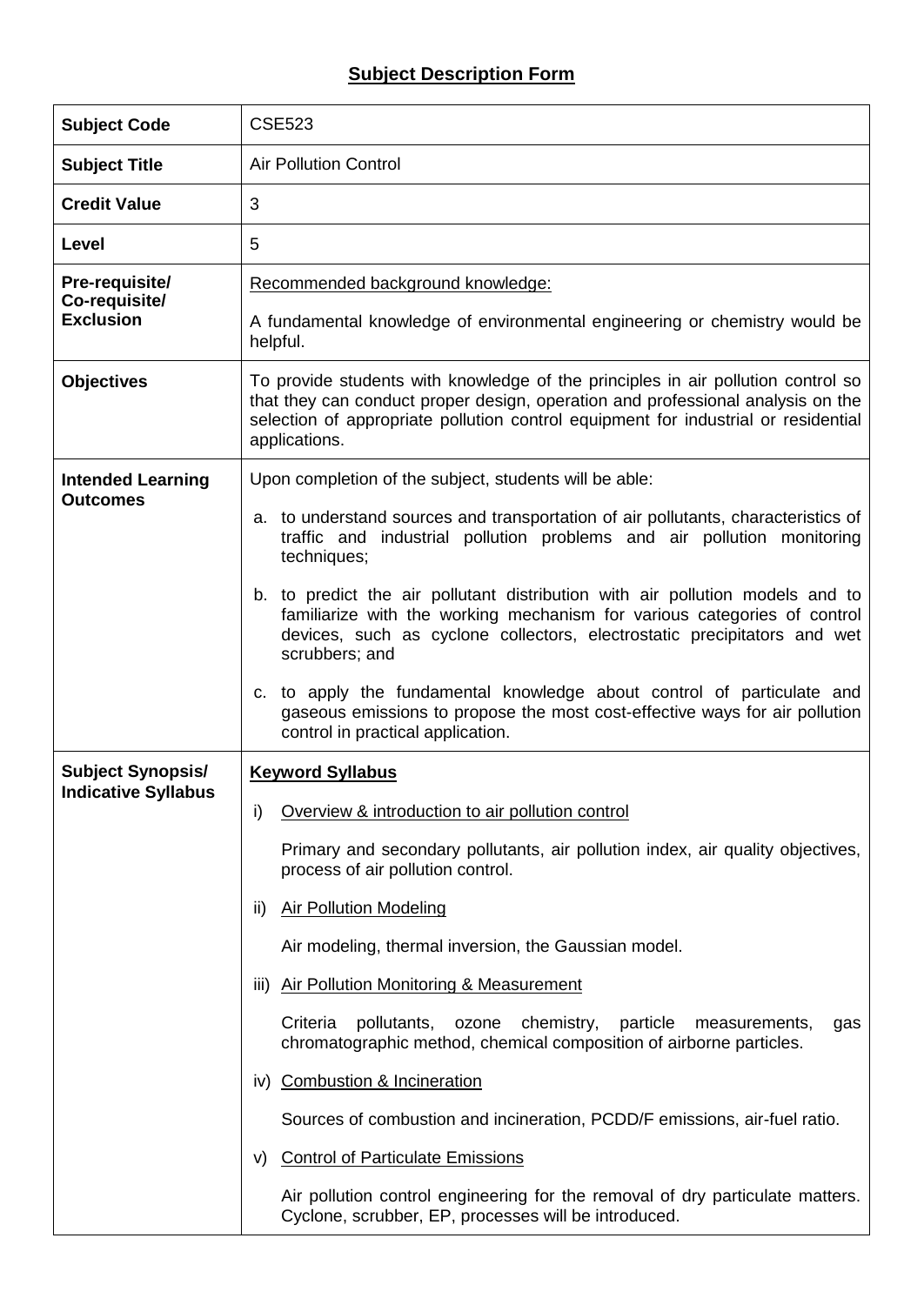# Subject Description Form

| | |
|---|---|
| **Subject Code** | CSE523 |
| **Subject Title** | Air Pollution Control |
| **Credit Value** | 3 |
| **Level** | 5 |
| **Pre-requisite/ Co-requisite/ Exclusion** | Recommended background knowledge:<br><br>A fundamental knowledge of environmental engineering or chemistry would be helpful. |
| **Objectives** | To provide students with knowledge of the principles in air pollution control so that they can conduct proper design, operation and professional analysis on the selection of appropriate pollution control equipment for industrial or residential applications. |
| **Intended Learning Outcomes** | Upon completion of the subject, students will be able:<br><br>a. to understand sources and transportation of air pollutants, characteristics of traffic and industrial pollution problems and air pollution monitoring techniques;<br><br>b. to predict the air pollutant distribution with air pollution models and to familiarize with the working mechanism for various categories of control devices, such as cyclone collectors, electrostatic precipitators and wet scrubbers; and<br><br>c. to apply the fundamental knowledge about control of particulate and gaseous emissions to propose the most cost-effective ways for air pollution control in practical application. |
| **Subject Synopsis/ Indicative Syllabus** | **Keyword Syllabus**<br><br>i) Overview & introduction to air pollution control<br><br>Primary and secondary pollutants, air pollution index, air quality objectives, process of air pollution control.<br><br>ii) Air Pollution Modeling<br><br>Air modeling, thermal inversion, the Gaussian model.<br><br>iii) Air Pollution Monitoring & Measurement<br><br>Criteria pollutants, ozone chemistry, particle measurements, gas chromatographic method, chemical composition of airborne particles.<br><br>iv) Combustion & Incineration<br><br>Sources of combustion and incineration, PCDD/F emissions, air-fuel ratio.<br><br>v) Control of Particulate Emissions<br><br>Air pollution control engineering for the removal of dry particulate matters. Cyclone, scrubber, EP, processes will be introduced. |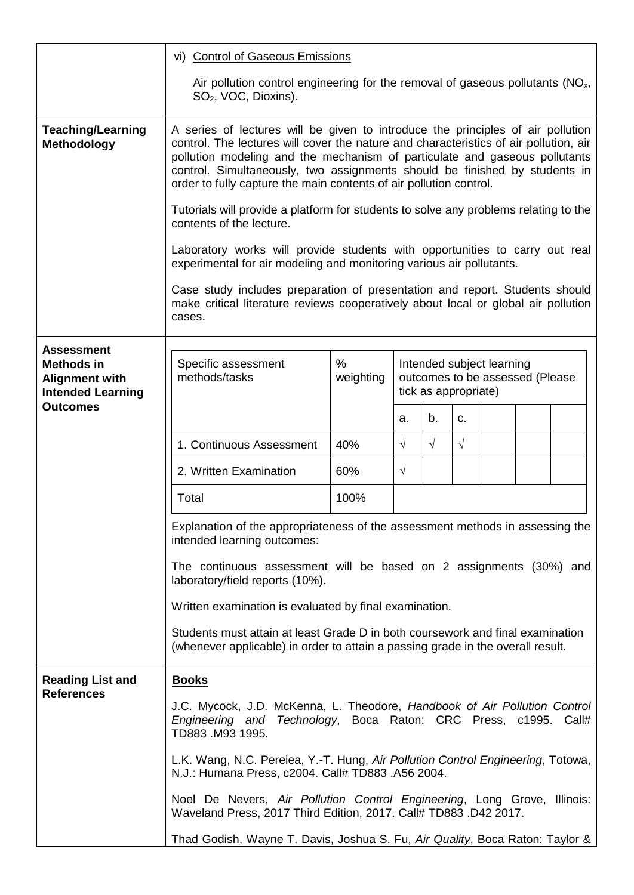| | |
|---|---|
| | vi) Control of Gaseous Emissions<br><br>Air pollution control engineering for the removal of gaseous pollutants ($NO_x$, $SO_2$, VOC, Dioxins). |
| **Teaching/Learning Methodology** | A series of lectures will be given to introduce the principles of air pollution control. The lectures will cover the nature and characteristics of air pollution, air pollution modeling and the mechanism of particulate and gaseous pollutants control. Simultaneously, two assignments should be finished by students in order to fully capture the main contents of air pollution control.<br><br>Tutorials will provide a platform for students to solve any problems relating to the contents of the lecture.<br><br>Laboratory works will provide students with opportunities to carry out real experimental for air modeling and monitoring various air pollutants.<br><br>Case study includes preparation of presentation and report. Students should make critical literature reviews cooperatively about local or global air pollution cases. |
| **Assessment Methods in Alignment with Intended Learning Outcomes** | (see table below) |

| Specific assessment methods/tasks | % weighting | Intended subject learning outcomes to be assessed (Please tick as appropriate) | | | | | |
|---|---|---|---|---|---|---|---|
| | | a. | b. | c. | | | |
| 1. Continuous Assessment | 40% | √ | √ | √ | | | |
| 2. Written Examination | 60% | √ | | | | | |
| Total | 100% | | | | | | |

Explanation of the appropriateness of the assessment methods in assessing the intended learning outcomes:

The continuous assessment will be based on 2 assignments (30%) and laboratory/field reports (10%).

Written examination is evaluated by final examination.

Students must attain at least Grade D in both coursework and final examination (whenever applicable) in order to attain a passing grade in the overall result.

**Reading List and References**

**Books**

J.C. Mycock, J.D. McKenna, L. Theodore, *Handbook of Air Pollution Control Engineering and Technology*, Boca Raton: CRC Press, c1995. Call# TD883 .M93 1995.

L.K. Wang, N.C. Pereiea, Y.-T. Hung, *Air Pollution Control Engineering*, Totowa, N.J.: Humana Press, c2004. Call# TD883 .A56 2004.

Noel De Nevers, *Air Pollution Control Engineering*, Long Grove, Illinois: Waveland Press, 2017 Third Edition, 2017. Call# TD883 .D42 2017.

Thad Godish, Wayne T. Davis, Joshua S. Fu, *Air Quality*, Boca Raton: Taylor &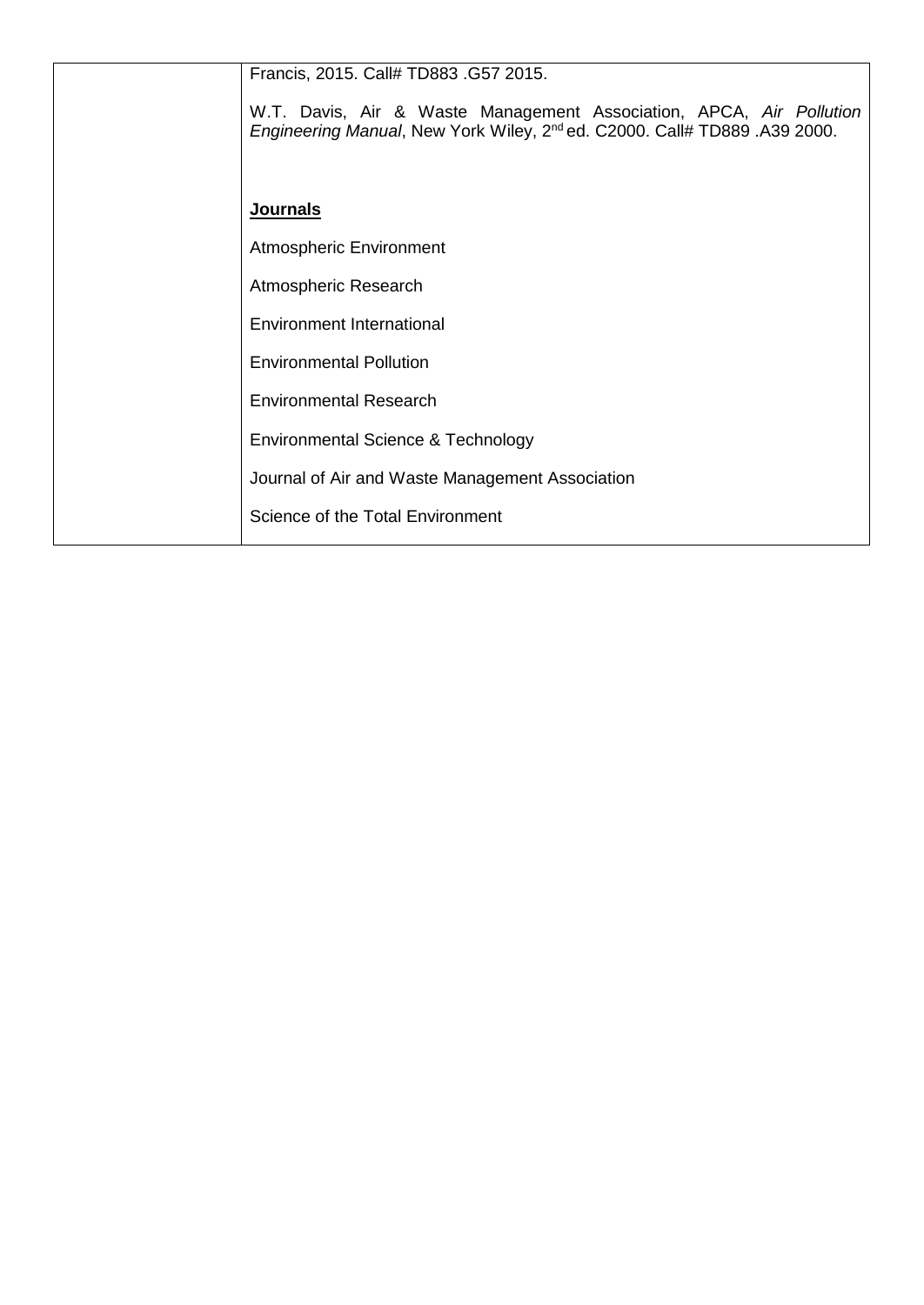| | |
|---|---|
| | Francis, 2015. Call# TD883 .G57 2015.<br><br>W.T. Davis, Air & Waste Management Association, APCA, *Air Pollution Engineering Manual*, New York Wiley, 2nd ed. C2000. Call# TD889 .A39 2000.<br><br>**Journals**<br><br>Atmospheric Environment<br><br>Atmospheric Research<br><br>Environment International<br><br>Environmental Pollution<br><br>Environmental Research<br><br>Environmental Science & Technology<br><br>Journal of Air and Waste Management Association<br><br>Science of the Total Environment |